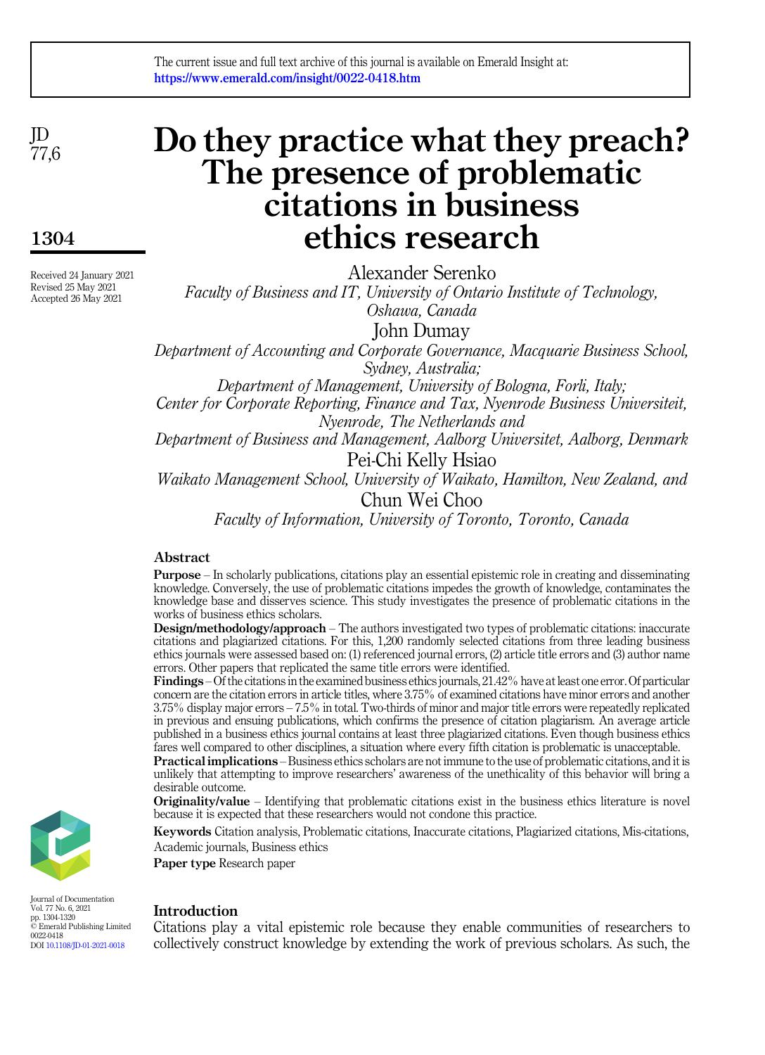# Do they practice what they preach? The presence of problematic citations in business ethics research

Alexander Serenko

*Faculty of Business and IT, University of Ontario Institute of Technology, Oshawa, Canada*

John Dumay

*Department of Accounting and Corporate Governance, Macquarie Business School, Sydney, Australia;*

*Department of Management, University of Bologna, Forlì, Italy;*

*Center for Corporate Reporting, Finance and Tax, Nyenrode Business Universiteit, Nyenrode, The Netherlands and*

*Department of Business and Management, Aalborg Universitet, Aalborg, Denmark*

Pei-Chi Kelly Hsiao

*Waikato Management School, University of Waikato, Hamilton, New Zealand, and*

Chun Wei Choo

*Faculty of Information, University of Toronto, Toronto, Canada*

Received 24 January 2021
Revised 25 May 2021
Accepted 26 May 2021

## Abstract

**Purpose** – In scholarly publications, citations play an essential epistemic role in creating and disseminating knowledge. Conversely, the use of problematic citations impedes the growth of knowledge, contaminates the knowledge base and disserves science. This study investigates the presence of problematic citations in the works of business ethics scholars.

**Design/methodology/approach** – The authors investigated two types of problematic citations: inaccurate citations and plagiarized citations. For this, 1,200 randomly selected citations from three leading business ethics journals were assessed based on: (1) referenced journal errors, (2) article title errors and (3) author name errors. Other papers that replicated the same title errors were identified.

**Findings** – Of the citations in the examined business ethics journals, 21.42% have at least one error. Of particular concern are the citation errors in article titles, where 3.75% of examined citations have minor errors and another 3.75% display major errors – 7.5% in total. Two-thirds of minor and major title errors were repeatedly replicated in previous and ensuing publications, which confirms the presence of citation plagiarism. An average article published in a business ethics journal contains at least three plagiarized citations. Even though business ethics fares well compared to other disciplines, a situation where every fifth citation is problematic is unacceptable.

**Practical implications** – Business ethics scholars are not immune to the use of problematic citations, and it is unlikely that attempting to improve researchers' awareness of the unethicality of this behavior will bring a desirable outcome.

**Originality/value** – Identifying that problematic citations exist in the business ethics literature is novel because it is expected that these researchers would not condone this practice.

**Keywords** Citation analysis, Problematic citations, Inaccurate citations, Plagiarized citations, Mis-citations, Academic journals, Business ethics

**Paper type** Research paper

## Introduction

Citations play a vital epistemic role because they enable communities of researchers to collectively construct knowledge by extending the work of previous scholars. As such, the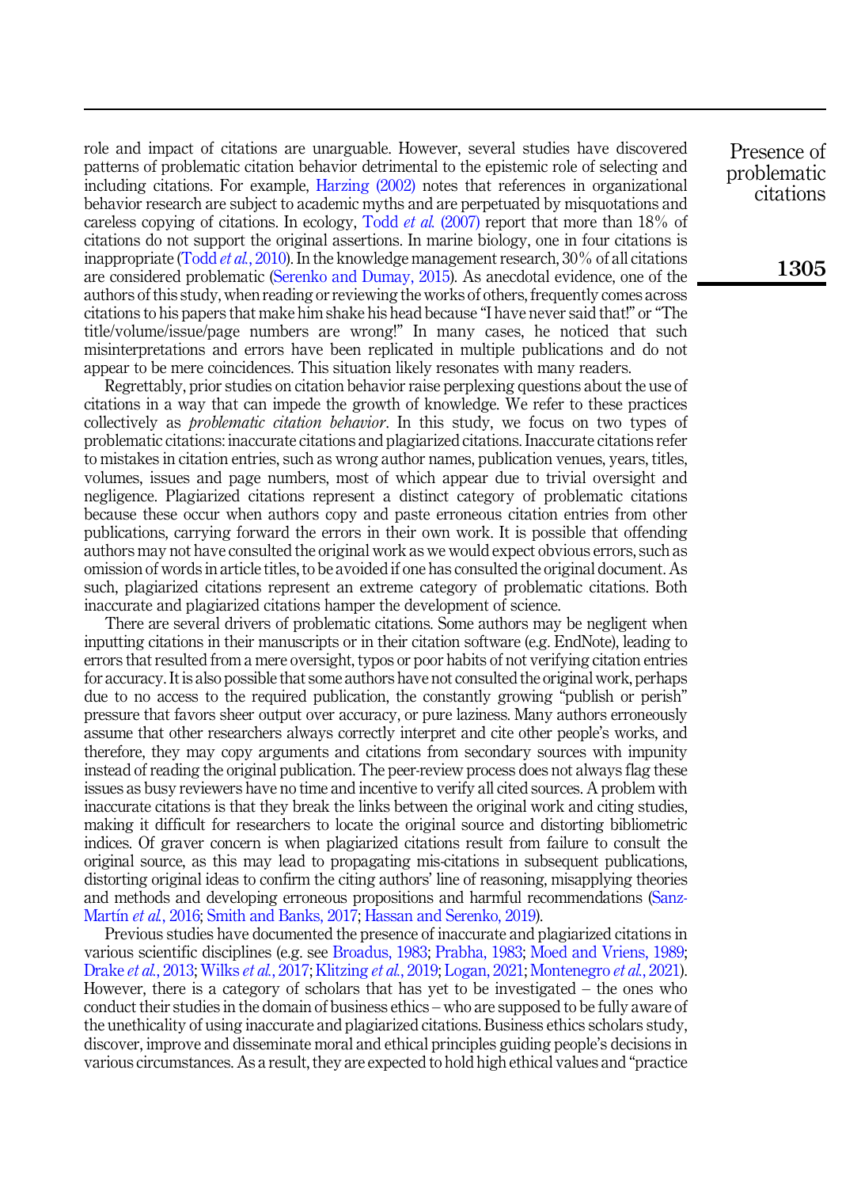role and impact of citations are unarguable. However, several studies have discovered patterns of problematic citation behavior detrimental to the epistemic role of selecting and including citations. For example, Harzing (2002) notes that references in organizational behavior research are subject to academic myths and are perpetuated by misquotations and careless copying of citations. In ecology, Todd *et al.* (2007) report that more than 18% of citations do not support the original assertions. In marine biology, one in four citations is inappropriate (Todd *et al.*, 2010). In the knowledge management research, 30% of all citations are considered problematic (Serenko and Dumay, 2015). As anecdotal evidence, one of the authors of this study, when reading or reviewing the works of others, frequently comes across citations to his papers that make him shake his head because "I have never said that!" or "The title/volume/issue/page numbers are wrong!" In many cases, he noticed that such misinterpretations and errors have been replicated in multiple publications and do not appear to be mere coincidences. This situation likely resonates with many readers.

Regrettably, prior studies on citation behavior raise perplexing questions about the use of citations in a way that can impede the growth of knowledge. We refer to these practices collectively as *problematic citation behavior*. In this study, we focus on two types of problematic citations: inaccurate citations and plagiarized citations. Inaccurate citations refer to mistakes in citation entries, such as wrong author names, publication venues, years, titles, volumes, issues and page numbers, most of which appear due to trivial oversight and negligence. Plagiarized citations represent a distinct category of problematic citations because these occur when authors copy and paste erroneous citation entries from other publications, carrying forward the errors in their own work. It is possible that offending authors may not have consulted the original work as we would expect obvious errors, such as omission of words in article titles, to be avoided if one has consulted the original document. As such, plagiarized citations represent an extreme category of problematic citations. Both inaccurate and plagiarized citations hamper the development of science.

There are several drivers of problematic citations. Some authors may be negligent when inputting citations in their manuscripts or in their citation software (e.g. EndNote), leading to errors that resulted from a mere oversight, typos or poor habits of not verifying citation entries for accuracy. It is also possible that some authors have not consulted the original work, perhaps due to no access to the required publication, the constantly growing "publish or perish" pressure that favors sheer output over accuracy, or pure laziness. Many authors erroneously assume that other researchers always correctly interpret and cite other people's works, and therefore, they may copy arguments and citations from secondary sources with impunity instead of reading the original publication. The peer-review process does not always flag these issues as busy reviewers have no time and incentive to verify all cited sources. A problem with inaccurate citations is that they break the links between the original work and citing studies, making it difficult for researchers to locate the original source and distorting bibliometric indices. Of graver concern is when plagiarized citations result from failure to consult the original source, as this may lead to propagating mis-citations in subsequent publications, distorting original ideas to confirm the citing authors' line of reasoning, misapplying theories and methods and developing erroneous propositions and harmful recommendations (Sanz-Martín *et al.*, 2016; Smith and Banks, 2017; Hassan and Serenko, 2019).

Previous studies have documented the presence of inaccurate and plagiarized citations in various scientific disciplines (e.g. see Broadus, 1983; Prabha, 1983; Moed and Vriens, 1989; Drake *et al.*, 2013; Wilks *et al.*, 2017; Klitzing *et al.*, 2019; Logan, 2021; Montenegro *et al.*, 2021). However, there is a category of scholars that has yet to be investigated – the ones who conduct their studies in the domain of business ethics – who are supposed to be fully aware of the unethicality of using inaccurate and plagiarized citations. Business ethics scholars study, discover, improve and disseminate moral and ethical principles guiding people's decisions in various circumstances. As a result, they are expected to hold high ethical values and "practice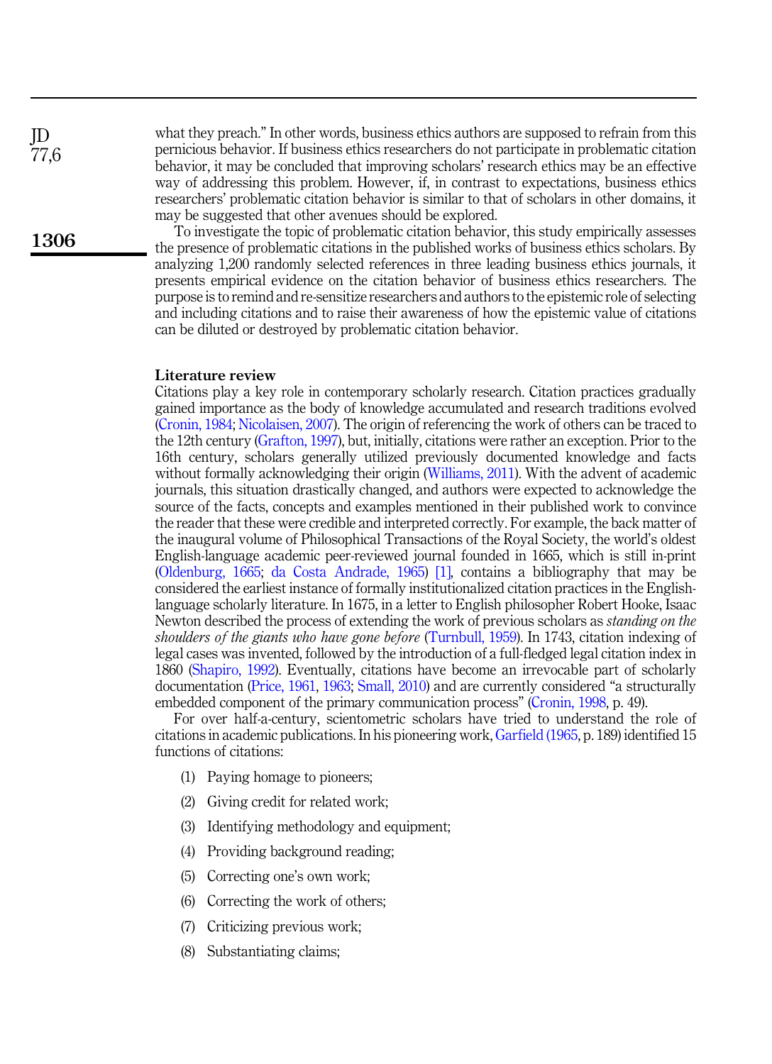what they preach." In other words, business ethics authors are supposed to refrain from this pernicious behavior. If business ethics researchers do not participate in problematic citation behavior, it may be concluded that improving scholars' research ethics may be an effective way of addressing this problem. However, if, in contrast to expectations, business ethics researchers' problematic citation behavior is similar to that of scholars in other domains, it may be suggested that other avenues should be explored.

To investigate the topic of problematic citation behavior, this study empirically assesses the presence of problematic citations in the published works of business ethics scholars. By analyzing 1,200 randomly selected references in three leading business ethics journals, it presents empirical evidence on the citation behavior of business ethics researchers. The purpose is to remind and re-sensitize researchers and authors to the epistemic role of selecting and including citations and to raise their awareness of how the epistemic value of citations can be diluted or destroyed by problematic citation behavior.

## Literature review

Citations play a key role in contemporary scholarly research. Citation practices gradually gained importance as the body of knowledge accumulated and research traditions evolved (Cronin, 1984; Nicolaisen, 2007). The origin of referencing the work of others can be traced to the 12th century (Grafton, 1997), but, initially, citations were rather an exception. Prior to the 16th century, scholars generally utilized previously documented knowledge and facts without formally acknowledging their origin (Williams, 2011). With the advent of academic journals, this situation drastically changed, and authors were expected to acknowledge the source of the facts, concepts and examples mentioned in their published work to convince the reader that these were credible and interpreted correctly. For example, the back matter of the inaugural volume of Philosophical Transactions of the Royal Society, the world's oldest English-language academic peer-reviewed journal founded in 1665, which is still in-print (Oldenburg, 1665; da Costa Andrade, 1965) [1], contains a bibliography that may be considered the earliest instance of formally institutionalized citation practices in the English-language scholarly literature. In 1675, in a letter to English philosopher Robert Hooke, Isaac Newton described the process of extending the work of previous scholars as *standing on the shoulders of the giants who have gone before* (Turnbull, 1959). In 1743, citation indexing of legal cases was invented, followed by the introduction of a full-fledged legal citation index in 1860 (Shapiro, 1992). Eventually, citations have become an irrevocable part of scholarly documentation (Price, 1961, 1963; Small, 2010) and are currently considered "a structurally embedded component of the primary communication process" (Cronin, 1998, p. 49).

For over half-a-century, scientometric scholars have tried to understand the role of citations in academic publications. In his pioneering work, Garfield (1965, p. 189) identified 15 functions of citations:

(1) Paying homage to pioneers;

(2) Giving credit for related work;

(3) Identifying methodology and equipment;

(4) Providing background reading;

(5) Correcting one's own work;

(6) Correcting the work of others;

(7) Criticizing previous work;

(8) Substantiating claims;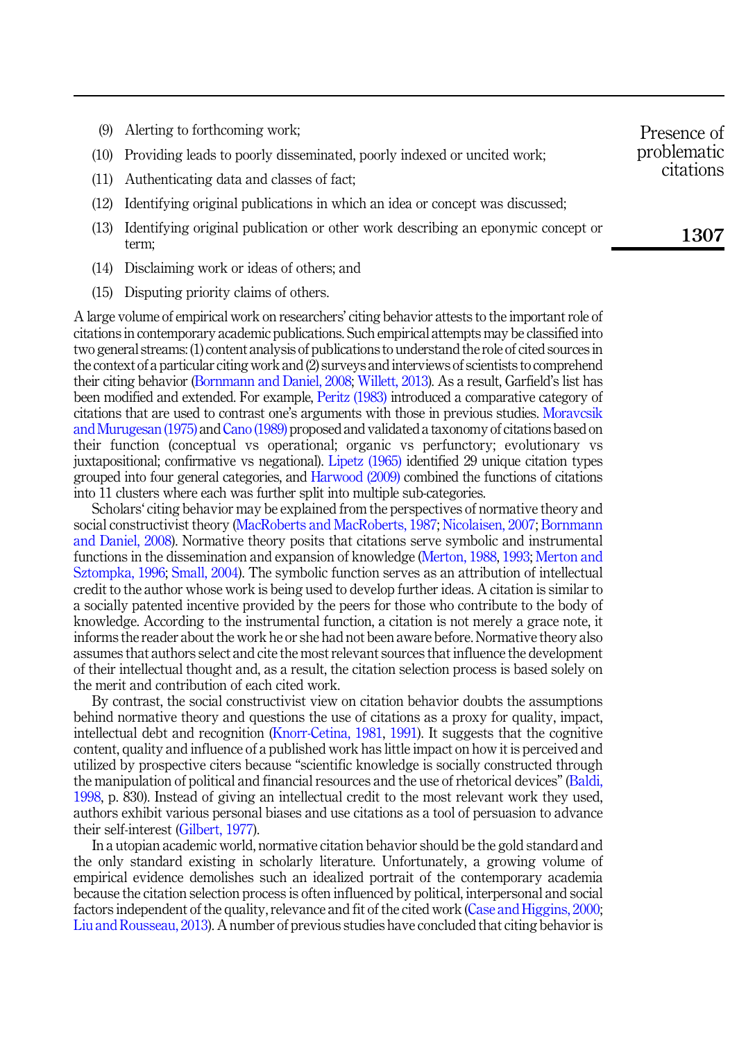(9) Alerting to forthcoming work;

(10) Providing leads to poorly disseminated, poorly indexed or uncited work;

(11) Authenticating data and classes of fact;

(12) Identifying original publications in which an idea or concept was discussed;

(13) Identifying original publication or other work describing an eponymic concept or term;

(14) Disclaiming work or ideas of others; and

(15) Disputing priority claims of others.

A large volume of empirical work on researchers' citing behavior attests to the important role of citations in contemporary academic publications. Such empirical attempts may be classified into two general streams: (1) content analysis of publications to understand the role of cited sources in the context of a particular citing work and (2) surveys and interviews of scientists to comprehend their citing behavior (Bornmann and Daniel, 2008; Willett, 2013). As a result, Garfield's list has been modified and extended. For example, Peritz (1983) introduced a comparative category of citations that are used to contrast one's arguments with those in previous studies. Moravcsik and Murugesan (1975) and Cano (1989) proposed and validated a taxonomy of citations based on their function (conceptual vs operational; organic vs perfunctory; evolutionary vs juxtapositional; confirmative vs negational). Lipetz (1965) identified 29 unique citation types grouped into four general categories, and Harwood (2009) combined the functions of citations into 11 clusters where each was further split into multiple sub-categories.

Scholars' citing behavior may be explained from the perspectives of normative theory and social constructivist theory (MacRoberts and MacRoberts, 1987; Nicolaisen, 2007; Bornmann and Daniel, 2008). Normative theory posits that citations serve symbolic and instrumental functions in the dissemination and expansion of knowledge (Merton, 1988, 1993; Merton and Sztompka, 1996; Small, 2004). The symbolic function serves as an attribution of intellectual credit to the author whose work is being used to develop further ideas. A citation is similar to a socially patented incentive provided by the peers for those who contribute to the body of knowledge. According to the instrumental function, a citation is not merely a grace note, it informs the reader about the work he or she had not been aware before. Normative theory also assumes that authors select and cite the most relevant sources that influence the development of their intellectual thought and, as a result, the citation selection process is based solely on the merit and contribution of each cited work.

By contrast, the social constructivist view on citation behavior doubts the assumptions behind normative theory and questions the use of citations as a proxy for quality, impact, intellectual debt and recognition (Knorr-Cetina, 1981, 1991). It suggests that the cognitive content, quality and influence of a published work has little impact on how it is perceived and utilized by prospective citers because "scientific knowledge is socially constructed through the manipulation of political and financial resources and the use of rhetorical devices" (Baldi, 1998, p. 830). Instead of giving an intellectual credit to the most relevant work they used, authors exhibit various personal biases and use citations as a tool of persuasion to advance their self-interest (Gilbert, 1977).

In a utopian academic world, normative citation behavior should be the gold standard and the only standard existing in scholarly literature. Unfortunately, a growing volume of empirical evidence demolishes such an idealized portrait of the contemporary academia because the citation selection process is often influenced by political, interpersonal and social factors independent of the quality, relevance and fit of the cited work (Case and Higgins, 2000; Liu and Rousseau, 2013). A number of previous studies have concluded that citing behavior is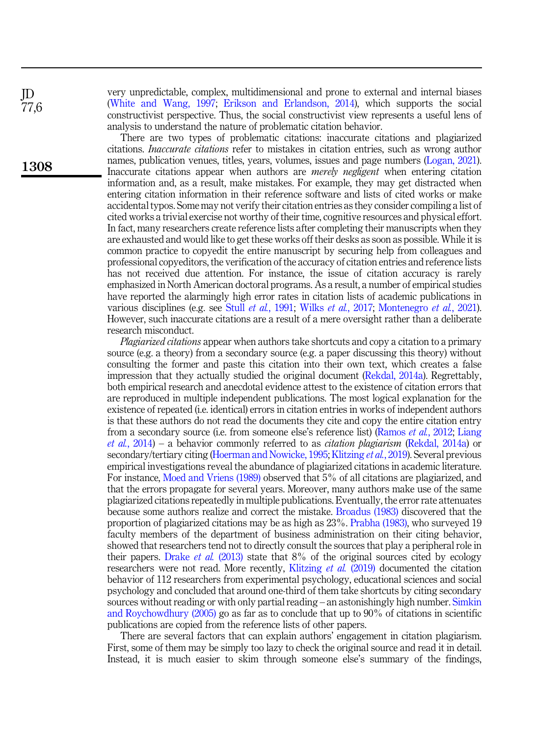very unpredictable, complex, multidimensional and prone to external and internal biases (White and Wang, 1997; Erikson and Erlandson, 2014), which supports the social constructivist perspective. Thus, the social constructivist view represents a useful lens of analysis to understand the nature of problematic citation behavior.

There are two types of problematic citations: inaccurate citations and plagiarized citations. *Inaccurate citations* refer to mistakes in citation entries, such as wrong author names, publication venues, titles, years, volumes, issues and page numbers (Logan, 2021). Inaccurate citations appear when authors are *merely negligent* when entering citation information and, as a result, make mistakes. For example, they may get distracted when entering citation information in their reference software and lists of cited works or make accidental typos. Some may not verify their citation entries as they consider compiling a list of cited works a trivial exercise not worthy of their time, cognitive resources and physical effort. In fact, many researchers create reference lists after completing their manuscripts when they are exhausted and would like to get these works off their desks as soon as possible. While it is common practice to copyedit the entire manuscript by securing help from colleagues and professional copyeditors, the verification of the accuracy of citation entries and reference lists has not received due attention. For instance, the issue of citation accuracy is rarely emphasized in North American doctoral programs. As a result, a number of empirical studies have reported the alarmingly high error rates in citation lists of academic publications in various disciplines (e.g. see Stull *et al.*, 1991; Wilks *et al.*, 2017; Montenegro *et al.*, 2021). However, such inaccurate citations are a result of a mere oversight rather than a deliberate research misconduct.

*Plagiarized citations* appear when authors take shortcuts and copy a citation to a primary source (e.g. a theory) from a secondary source (e.g. a paper discussing this theory) without consulting the former and paste this citation into their own text, which creates a false impression that they actually studied the original document (Rekdal, 2014a). Regrettably, both empirical research and anecdotal evidence attest to the existence of citation errors that are reproduced in multiple independent publications. The most logical explanation for the existence of repeated (i.e. identical) errors in citation entries in works of independent authors is that these authors do not read the documents they cite and copy the entire citation entry from a secondary source (i.e. from someone else's reference list) (Ramos *et al.*, 2012; Liang *et al.*, 2014) – a behavior commonly referred to as *citation plagiarism* (Rekdal, 2014a) or secondary/tertiary citing (Hoerman and Nowicke, 1995; Klitzing *et al.*, 2019). Several previous empirical investigations reveal the abundance of plagiarized citations in academic literature. For instance, Moed and Vriens (1989) observed that 5% of all citations are plagiarized, and that the errors propagate for several years. Moreover, many authors make use of the same plagiarized citations repeatedly in multiple publications. Eventually, the error rate attenuates because some authors realize and correct the mistake. Broadus (1983) discovered that the proportion of plagiarized citations may be as high as 23%. Prabha (1983), who surveyed 19 faculty members of the department of business administration on their citing behavior, showed that researchers tend not to directly consult the sources that play a peripheral role in their papers. Drake *et al.* (2013) state that 8% of the original sources cited by ecology researchers were not read. More recently, Klitzing *et al.* (2019) documented the citation behavior of 112 researchers from experimental psychology, educational sciences and social psychology and concluded that around one-third of them take shortcuts by citing secondary sources without reading or with only partial reading – an astonishingly high number. Simkin and Roychowdhury (2005) go as far as to conclude that up to 90% of citations in scientific publications are copied from the reference lists of other papers.

There are several factors that can explain authors' engagement in citation plagiarism. First, some of them may be simply too lazy to check the original source and read it in detail. Instead, it is much easier to skim through someone else's summary of the findings,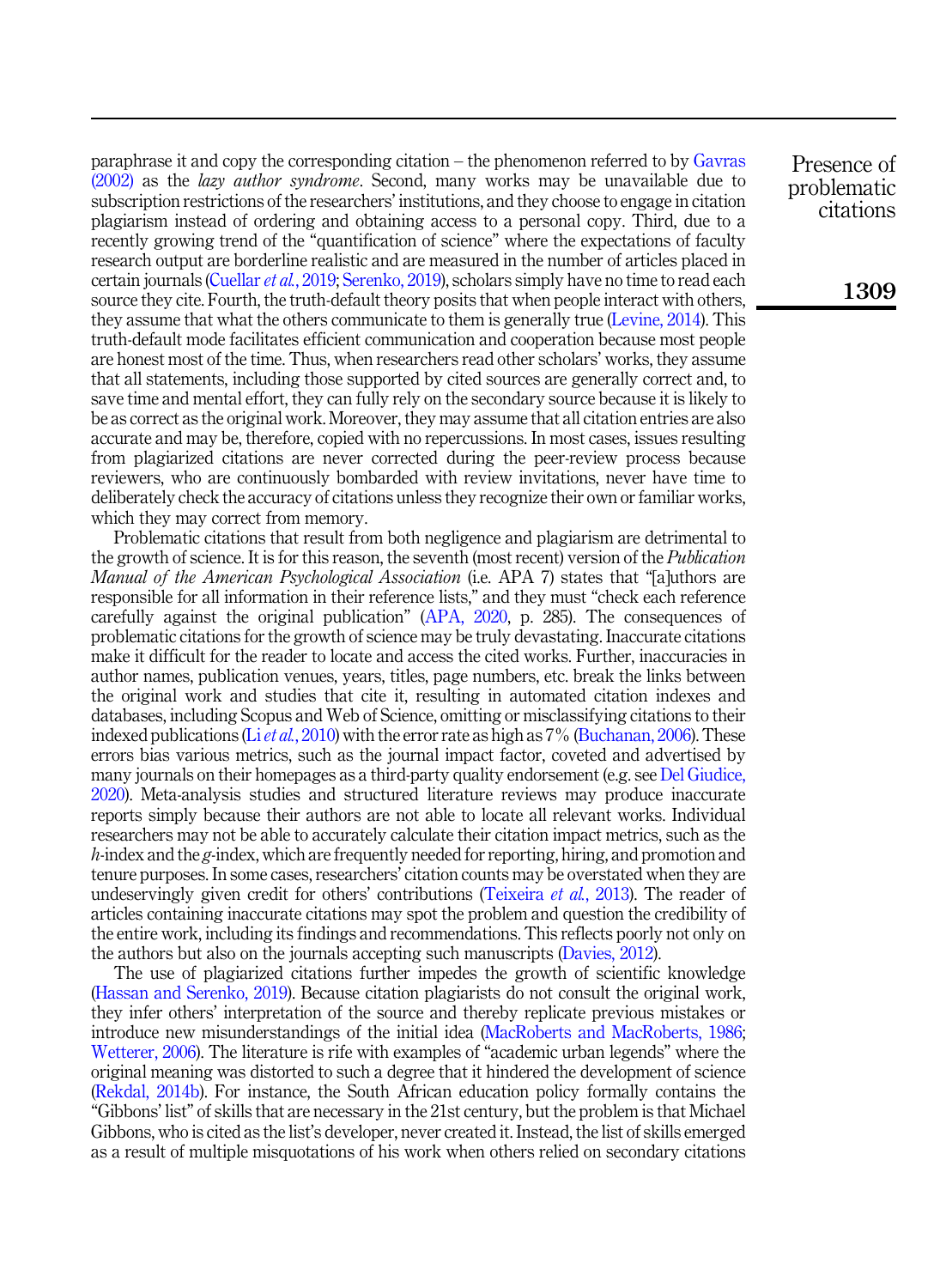paraphrase it and copy the corresponding citation – the phenomenon referred to by Gavras (2002) as the *lazy author syndrome*. Second, many works may be unavailable due to subscription restrictions of the researchers' institutions, and they choose to engage in citation plagiarism instead of ordering and obtaining access to a personal copy. Third, due to a recently growing trend of the "quantification of science" where the expectations of faculty research output are borderline realistic and are measured in the number of articles placed in certain journals (Cuellar *et al.*, 2019; Serenko, 2019), scholars simply have no time to read each source they cite. Fourth, the truth-default theory posits that when people interact with others, they assume that what the others communicate to them is generally true (Levine, 2014). This truth-default mode facilitates efficient communication and cooperation because most people are honest most of the time. Thus, when researchers read other scholars' works, they assume that all statements, including those supported by cited sources are generally correct and, to save time and mental effort, they can fully rely on the secondary source because it is likely to be as correct as the original work. Moreover, they may assume that all citation entries are also accurate and may be, therefore, copied with no repercussions. In most cases, issues resulting from plagiarized citations are never corrected during the peer-review process because reviewers, who are continuously bombarded with review invitations, never have time to deliberately check the accuracy of citations unless they recognize their own or familiar works, which they may correct from memory.

Problematic citations that result from both negligence and plagiarism are detrimental to the growth of science. It is for this reason, the seventh (most recent) version of the *Publication Manual of the American Psychological Association* (i.e. APA 7) states that "[a]uthors are responsible for all information in their reference lists," and they must "check each reference carefully against the original publication" (APA, 2020, p. 285). The consequences of problematic citations for the growth of science may be truly devastating. Inaccurate citations make it difficult for the reader to locate and access the cited works. Further, inaccuracies in author names, publication venues, years, titles, page numbers, etc. break the links between the original work and studies that cite it, resulting in automated citation indexes and databases, including Scopus and Web of Science, omitting or misclassifying citations to their indexed publications (Li *et al.*, 2010) with the error rate as high as 7% (Buchanan, 2006). These errors bias various metrics, such as the journal impact factor, coveted and advertised by many journals on their homepages as a third-party quality endorsement (e.g. see Del Giudice, 2020). Meta-analysis studies and structured literature reviews may produce inaccurate reports simply because their authors are not able to locate all relevant works. Individual researchers may not be able to accurately calculate their citation impact metrics, such as the *h*-index and the *g*-index, which are frequently needed for reporting, hiring, and promotion and tenure purposes. In some cases, researchers' citation counts may be overstated when they are undeservingly given credit for others' contributions (Teixeira *et al.*, 2013). The reader of articles containing inaccurate citations may spot the problem and question the credibility of the entire work, including its findings and recommendations. This reflects poorly not only on the authors but also on the journals accepting such manuscripts (Davies, 2012).

The use of plagiarized citations further impedes the growth of scientific knowledge (Hassan and Serenko, 2019). Because citation plagiarists do not consult the original work, they infer others' interpretation of the source and thereby replicate previous mistakes or introduce new misunderstandings of the initial idea (MacRoberts and MacRoberts, 1986; Wetterer, 2006). The literature is rife with examples of "academic urban legends" where the original meaning was distorted to such a degree that it hindered the development of science (Rekdal, 2014b). For instance, the South African education policy formally contains the "Gibbons' list" of skills that are necessary in the 21st century, but the problem is that Michael Gibbons, who is cited as the list's developer, never created it. Instead, the list of skills emerged as a result of multiple misquotations of his work when others relied on secondary citations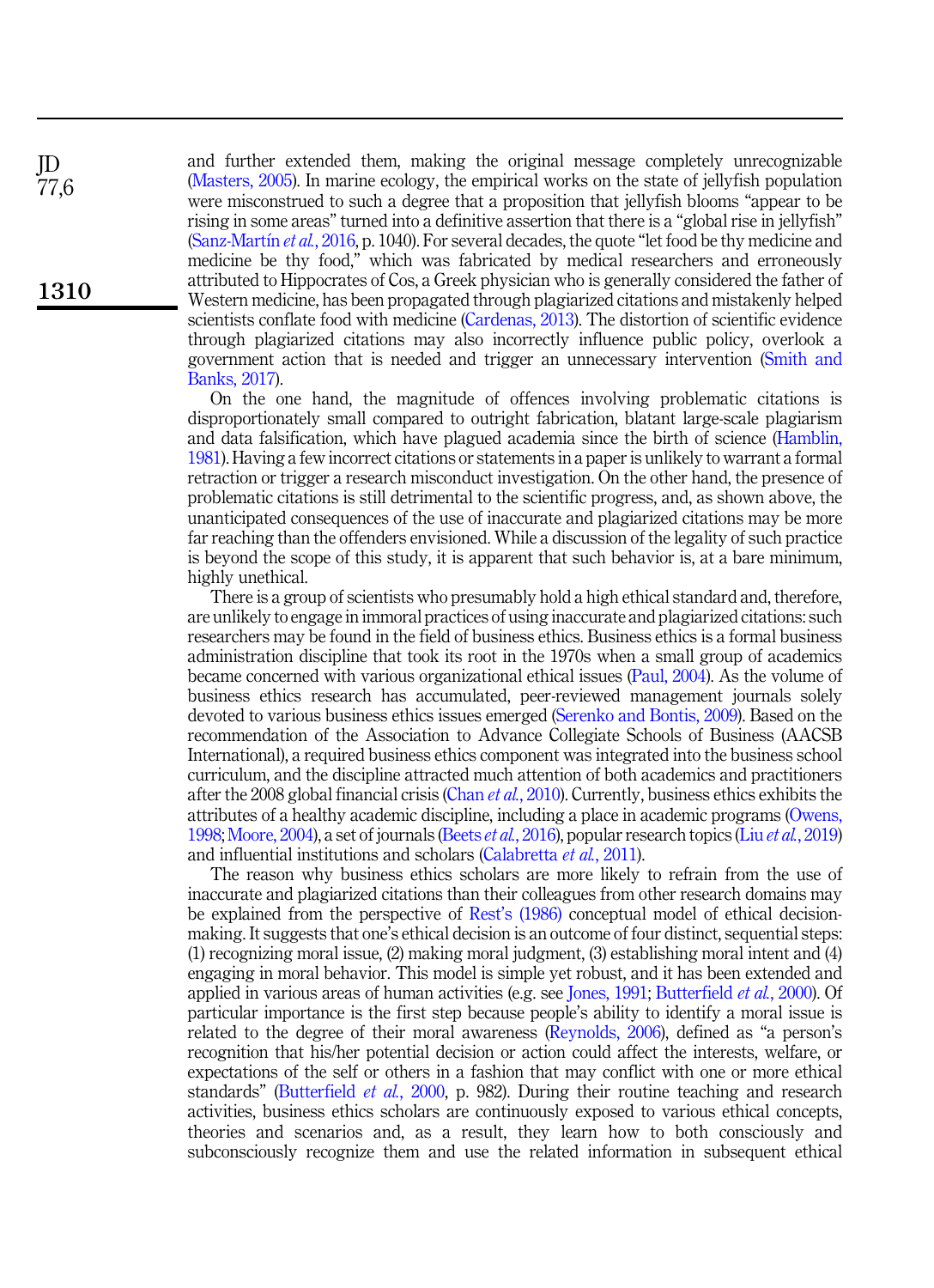and further extended them, making the original message completely unrecognizable (Masters, 2005). In marine ecology, the empirical works on the state of jellyfish population were misconstrued to such a degree that a proposition that jellyfish blooms "appear to be rising in some areas" turned into a definitive assertion that there is a "global rise in jellyfish" (Sanz-Martín *et al.*, 2016, p. 1040). For several decades, the quote "let food be thy medicine and medicine be thy food," which was fabricated by medical researchers and erroneously attributed to Hippocrates of Cos, a Greek physician who is generally considered the father of Western medicine, has been propagated through plagiarized citations and mistakenly helped scientists conflate food with medicine (Cardenas, 2013). The distortion of scientific evidence through plagiarized citations may also incorrectly influence public policy, overlook a government action that is needed and trigger an unnecessary intervention (Smith and Banks, 2017).

On the one hand, the magnitude of offences involving problematic citations is disproportionately small compared to outright fabrication, blatant large-scale plagiarism and data falsification, which have plagued academia since the birth of science (Hamblin, 1981). Having a few incorrect citations or statements in a paper is unlikely to warrant a formal retraction or trigger a research misconduct investigation. On the other hand, the presence of problematic citations is still detrimental to the scientific progress, and, as shown above, the unanticipated consequences of the use of inaccurate and plagiarized citations may be more far reaching than the offenders envisioned. While a discussion of the legality of such practice is beyond the scope of this study, it is apparent that such behavior is, at a bare minimum, highly unethical.

There is a group of scientists who presumably hold a high ethical standard and, therefore, are unlikely to engage in immoral practices of using inaccurate and plagiarized citations: such researchers may be found in the field of business ethics. Business ethics is a formal business administration discipline that took its root in the 1970s when a small group of academics became concerned with various organizational ethical issues (Paul, 2004). As the volume of business ethics research has accumulated, peer-reviewed management journals solely devoted to various business ethics issues emerged (Serenko and Bontis, 2009). Based on the recommendation of the Association to Advance Collegiate Schools of Business (AACSB International), a required business ethics component was integrated into the business school curriculum, and the discipline attracted much attention of both academics and practitioners after the 2008 global financial crisis (Chan *et al.*, 2010). Currently, business ethics exhibits the attributes of a healthy academic discipline, including a place in academic programs (Owens, 1998; Moore, 2004), a set of journals (Beets *et al.*, 2016), popular research topics (Liu *et al.*, 2019) and influential institutions and scholars (Calabretta *et al.*, 2011).

The reason why business ethics scholars are more likely to refrain from the use of inaccurate and plagiarized citations than their colleagues from other research domains may be explained from the perspective of Rest's (1986) conceptual model of ethical decision-making. It suggests that one's ethical decision is an outcome of four distinct, sequential steps: (1) recognizing moral issue, (2) making moral judgment, (3) establishing moral intent and (4) engaging in moral behavior. This model is simple yet robust, and it has been extended and applied in various areas of human activities (e.g. see Jones, 1991; Butterfield *et al.*, 2000). Of particular importance is the first step because people's ability to identify a moral issue is related to the degree of their moral awareness (Reynolds, 2006), defined as "a person's recognition that his/her potential decision or action could affect the interests, welfare, or expectations of the self or others in a fashion that may conflict with one or more ethical standards" (Butterfield *et al.*, 2000, p. 982). During their routine teaching and research activities, business ethics scholars are continuously exposed to various ethical concepts, theories and scenarios and, as a result, they learn how to both consciously and subconsciously recognize them and use the related information in subsequent ethical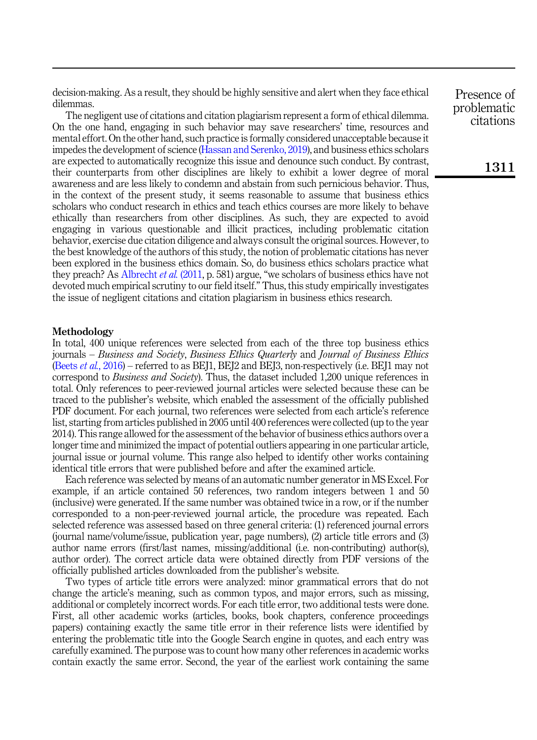decision-making. As a result, they should be highly sensitive and alert when they face ethical dilemmas.

The negligent use of citations and citation plagiarism represent a form of ethical dilemma. On the one hand, engaging in such behavior may save researchers' time, resources and mental effort. On the other hand, such practice is formally considered unacceptable because it impedes the development of science (Hassan and Serenko, 2019), and business ethics scholars are expected to automatically recognize this issue and denounce such conduct. By contrast, their counterparts from other disciplines are likely to exhibit a lower degree of moral awareness and are less likely to condemn and abstain from such pernicious behavior. Thus, in the context of the present study, it seems reasonable to assume that business ethics scholars who conduct research in ethics and teach ethics courses are more likely to behave ethically than researchers from other disciplines. As such, they are expected to avoid engaging in various questionable and illicit practices, including problematic citation behavior, exercise due citation diligence and always consult the original sources. However, to the best knowledge of the authors of this study, the notion of problematic citations has never been explored in the business ethics domain. So, do business ethics scholars practice what they preach? As Albrecht *et al.* (2011, p. 581) argue, "we scholars of business ethics have not devoted much empirical scrutiny to our field itself." Thus, this study empirically investigates the issue of negligent citations and citation plagiarism in business ethics research.

## Methodology

In total, 400 unique references were selected from each of the three top business ethics journals – *Business and Society*, *Business Ethics Quarterly* and *Journal of Business Ethics* (Beets *et al.*, 2016) – referred to as BEJ1, BEJ2 and BEJ3, non-respectively (i.e. BEJ1 may not correspond to *Business and Society*). Thus, the dataset included 1,200 unique references in total. Only references to peer-reviewed journal articles were selected because these can be traced to the publisher's website, which enabled the assessment of the officially published PDF document. For each journal, two references were selected from each article's reference list, starting from articles published in 2005 until 400 references were collected (up to the year 2014). This range allowed for the assessment of the behavior of business ethics authors over a longer time and minimized the impact of potential outliers appearing in one particular article, journal issue or journal volume. This range also helped to identify other works containing identical title errors that were published before and after the examined article.

Each reference was selected by means of an automatic number generator in MS Excel. For example, if an article contained 50 references, two random integers between 1 and 50 (inclusive) were generated. If the same number was obtained twice in a row, or if the number corresponded to a non-peer-reviewed journal article, the procedure was repeated. Each selected reference was assessed based on three general criteria: (1) referenced journal errors (journal name/volume/issue, publication year, page numbers), (2) article title errors and (3) author name errors (first/last names, missing/additional (i.e. non-contributing) author(s), author order). The correct article data were obtained directly from PDF versions of the officially published articles downloaded from the publisher's website.

Two types of article title errors were analyzed: minor grammatical errors that do not change the article's meaning, such as common typos, and major errors, such as missing, additional or completely incorrect words. For each title error, two additional tests were done. First, all other academic works (articles, books, book chapters, conference proceedings papers) containing exactly the same title error in their reference lists were identified by entering the problematic title into the Google Search engine in quotes, and each entry was carefully examined. The purpose was to count how many other references in academic works contain exactly the same error. Second, the year of the earliest work containing the same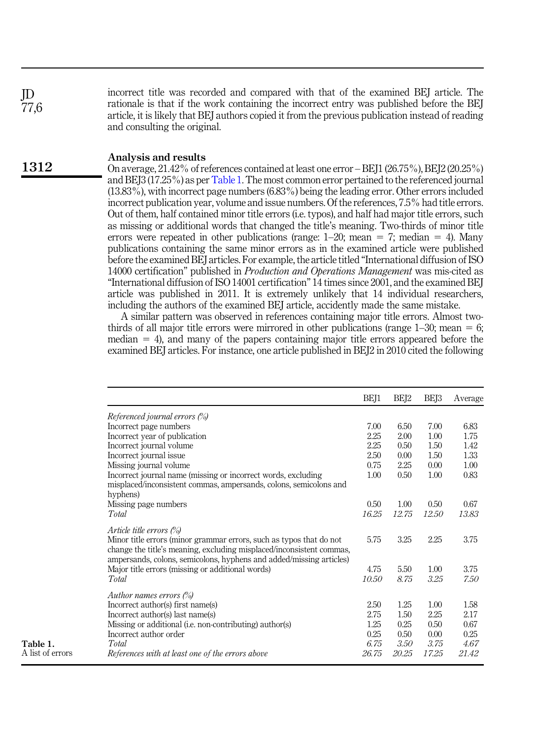incorrect title was recorded and compared with that of the examined BEJ article. The rationale is that if the work containing the incorrect entry was published before the BEJ article, it is likely that BEJ authors copied it from the previous publication instead of reading and consulting the original.

## Analysis and results

On average, 21.42% of references contained at least one error – BEJ1 (26.75%), BEJ2 (20.25%) and BEJ3 (17.25%) as per Table 1. The most common error pertained to the referenced journal (13.83%), with incorrect page numbers (6.83%) being the leading error. Other errors included incorrect publication year, volume and issue numbers. Of the references, 7.5% had title errors. Out of them, half contained minor title errors (i.e. typos), and half had major title errors, such as missing or additional words that changed the title's meaning. Two-thirds of minor title errors were repeated in other publications (range: 1–20; mean = 7; median = 4). Many publications containing the same minor errors as in the examined article were published before the examined BEJ articles. For example, the article titled "International diffusion of ISO 14000 certification" published in *Production and Operations Management* was mis-cited as "International diffusion of ISO 14001 certification" 14 times since 2001, and the examined BEJ article was published in 2011. It is extremely unlikely that 14 individual researchers, including the authors of the examined BEJ article, accidently made the same mistake.

A similar pattern was observed in references containing major title errors. Almost two-thirds of all major title errors were mirrored in other publications (range 1–30; mean = 6; median = 4), and many of the papers containing major title errors appeared before the examined BEJ articles. For instance, one article published in BEJ2 in 2010 cited the following

**Table 1.** A list of errors

| | BEJ1 | BEJ2 | BEJ3 | Average |
|---|---|---|---|---|
| *Referenced journal errors (%)* | | | | |
| Incorrect page numbers | 7.00 | 6.50 | 7.00 | 6.83 |
| Incorrect year of publication | 2.25 | 2.00 | 1.00 | 1.75 |
| Incorrect journal volume | 2.25 | 0.50 | 1.50 | 1.42 |
| Incorrect journal issue | 2.50 | 0.00 | 1.50 | 1.33 |
| Missing journal volume | 0.75 | 2.25 | 0.00 | 1.00 |
| Incorrect journal name (missing or incorrect words, excluding misplaced/inconsistent commas, ampersands, colons, semicolons and hyphens) | 1.00 | 0.50 | 1.00 | 0.83 |
| Missing page numbers | 0.50 | 1.00 | 0.50 | 0.67 |
| *Total* | *16.25* | *12.75* | *12.50* | *13.83* |
| *Article title errors (%)* | | | | |
| Minor title errors (minor grammar errors, such as typos that do not change the title's meaning, excluding misplaced/inconsistent commas, ampersands, colons, semicolons, hyphens and added/missing articles) | 5.75 | 3.25 | 2.25 | 3.75 |
| Major title errors (missing or additional words) | 4.75 | 5.50 | 1.00 | 3.75 |
| *Total* | *10.50* | *8.75* | *3.25* | *7.50* |
| *Author names errors (%)* | | | | |
| Incorrect author(s) first name(s) | 2.50 | 1.25 | 1.00 | 1.58 |
| Incorrect author(s) last name(s) | 2.75 | 1.50 | 2.25 | 2.17 |
| Missing or additional (i.e. non-contributing) author(s) | 1.25 | 0.25 | 0.50 | 0.67 |
| Incorrect author order | 0.25 | 0.50 | 0.00 | 0.25 |
| *Total* | *6.75* | *3.50* | *3.75* | *4.67* |
| *References with at least one of the errors above* | *26.75* | *20.25* | *17.25* | *21.42* |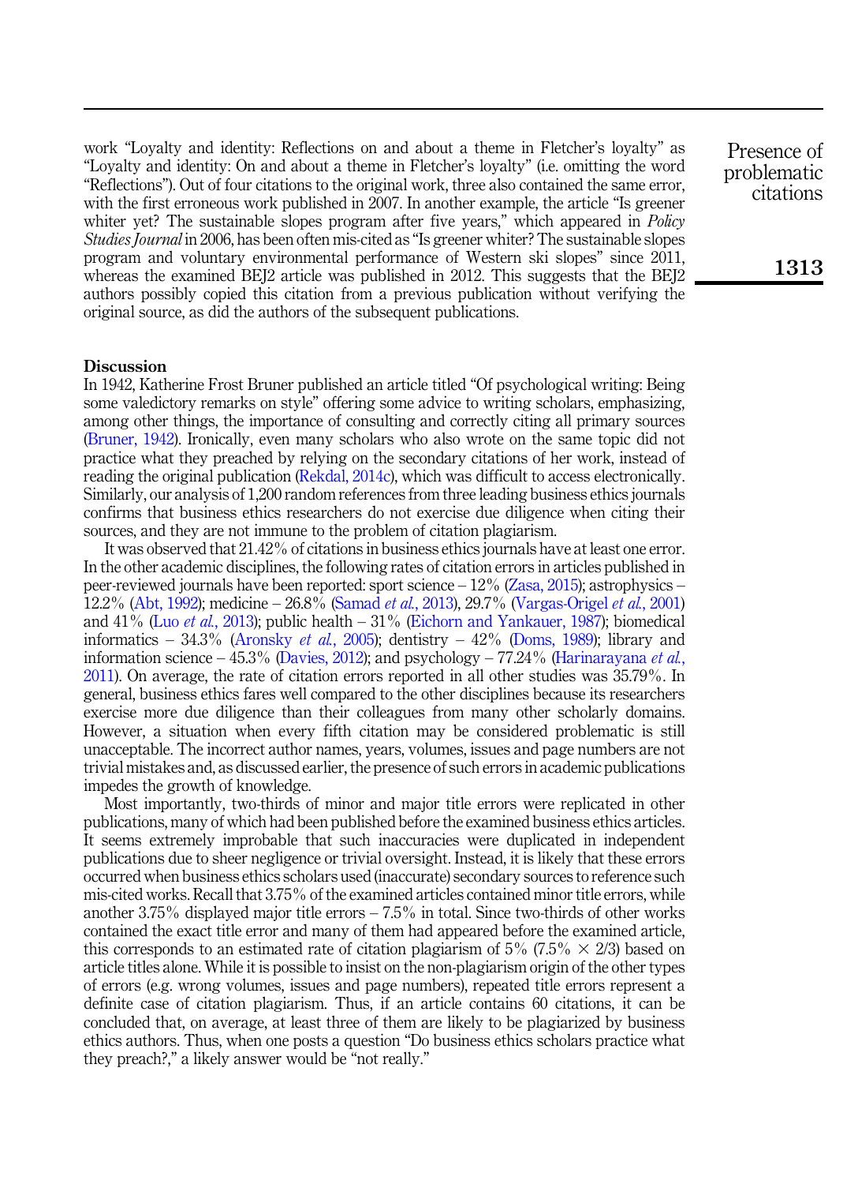work "Loyalty and identity: Reflections on and about a theme in Fletcher's loyalty" as "Loyalty and identity: On and about a theme in Fletcher's loyalty" (i.e. omitting the word "Reflections"). Out of four citations to the original work, three also contained the same error, with the first erroneous work published in 2007. In another example, the article "Is greener whiter yet? The sustainable slopes program after five years," which appeared in *Policy Studies Journal* in 2006, has been often mis-cited as "Is greener whiter? The sustainable slopes program and voluntary environmental performance of Western ski slopes" since 2011, whereas the examined BEJ2 article was published in 2012. This suggests that the BEJ2 authors possibly copied this citation from a previous publication without verifying the original source, as did the authors of the subsequent publications.

## Discussion

In 1942, Katherine Frost Bruner published an article titled "Of psychological writing: Being some valedictory remarks on style" offering some advice to writing scholars, emphasizing, among other things, the importance of consulting and correctly citing all primary sources (Bruner, 1942). Ironically, even many scholars who also wrote on the same topic did not practice what they preached by relying on the secondary citations of her work, instead of reading the original publication (Rekdal, 2014c), which was difficult to access electronically. Similarly, our analysis of 1,200 random references from three leading business ethics journals confirms that business ethics researchers do not exercise due diligence when citing their sources, and they are not immune to the problem of citation plagiarism.

It was observed that 21.42% of citations in business ethics journals have at least one error. In the other academic disciplines, the following rates of citation errors in articles published in peer-reviewed journals have been reported: sport science – 12% (Zasa, 2015); astrophysics – 12.2% (Abt, 1992); medicine – 26.8% (Samad *et al.*, 2013), 29.7% (Vargas-Origel *et al.*, 2001) and 41% (Luo *et al.*, 2013); public health – 31% (Eichorn and Yankauer, 1987); biomedical informatics – 34.3% (Aronsky *et al.*, 2005); dentistry – 42% (Doms, 1989); library and information science – 45.3% (Davies, 2012); and psychology – 77.24% (Harinarayana *et al.*, 2011). On average, the rate of citation errors reported in all other studies was 35.79%. In general, business ethics fares well compared to the other disciplines because its researchers exercise more due diligence than their colleagues from many other scholarly domains. However, a situation when every fifth citation may be considered problematic is still unacceptable. The incorrect author names, years, volumes, issues and page numbers are not trivial mistakes and, as discussed earlier, the presence of such errors in academic publications impedes the growth of knowledge.

Most importantly, two-thirds of minor and major title errors were replicated in other publications, many of which had been published before the examined business ethics articles. It seems extremely improbable that such inaccuracies were duplicated in independent publications due to sheer negligence or trivial oversight. Instead, it is likely that these errors occurred when business ethics scholars used (inaccurate) secondary sources to reference such mis-cited works. Recall that 3.75% of the examined articles contained minor title errors, while another 3.75% displayed major title errors – 7.5% in total. Since two-thirds of other works contained the exact title error and many of them had appeared before the examined article, this corresponds to an estimated rate of citation plagiarism of 5% (7.5% $\times$ 2/3) based on article titles alone. While it is possible to insist on the non-plagiarism origin of the other types of errors (e.g. wrong volumes, issues and page numbers), repeated title errors represent a definite case of citation plagiarism. Thus, if an article contains 60 citations, it can be concluded that, on average, at least three of them are likely to be plagiarized by business ethics authors. Thus, when one posts a question "Do business ethics scholars practice what they preach?," a likely answer would be "not really."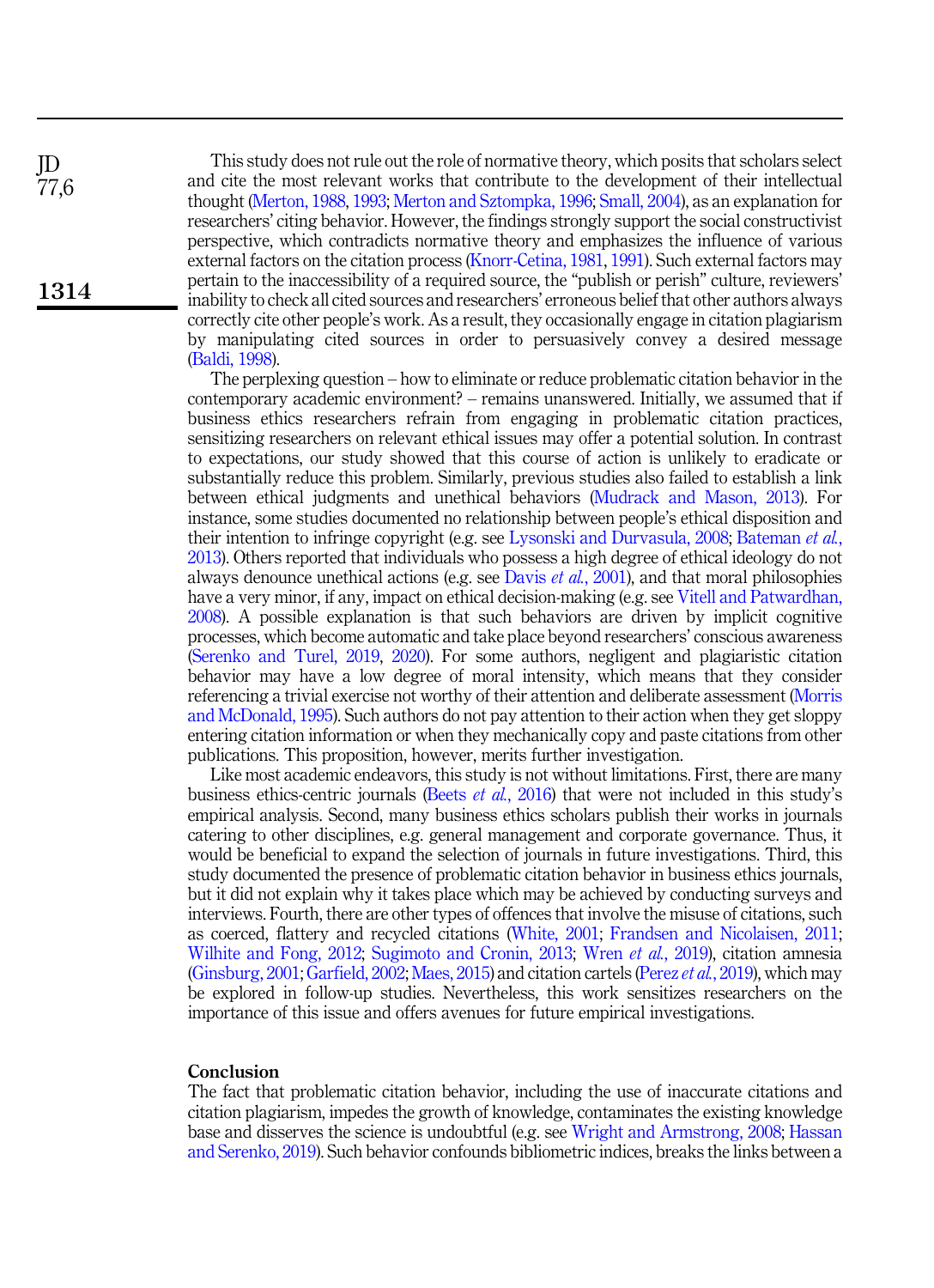This study does not rule out the role of normative theory, which posits that scholars select and cite the most relevant works that contribute to the development of their intellectual thought (Merton, 1988, 1993; Merton and Sztompka, 1996; Small, 2004), as an explanation for researchers' citing behavior. However, the findings strongly support the social constructivist perspective, which contradicts normative theory and emphasizes the influence of various external factors on the citation process (Knorr-Cetina, 1981, 1991). Such external factors may pertain to the inaccessibility of a required source, the "publish or perish" culture, reviewers' inability to check all cited sources and researchers' erroneous belief that other authors always correctly cite other people's work. As a result, they occasionally engage in citation plagiarism by manipulating cited sources in order to persuasively convey a desired message (Baldi, 1998).

The perplexing question – how to eliminate or reduce problematic citation behavior in the contemporary academic environment? – remains unanswered. Initially, we assumed that if business ethics researchers refrain from engaging in problematic citation practices, sensitizing researchers on relevant ethical issues may offer a potential solution. In contrast to expectations, our study showed that this course of action is unlikely to eradicate or substantially reduce this problem. Similarly, previous studies also failed to establish a link between ethical judgments and unethical behaviors (Mudrack and Mason, 2013). For instance, some studies documented no relationship between people's ethical disposition and their intention to infringe copyright (e.g. see Lysonski and Durvasula, 2008; Bateman *et al.*, 2013). Others reported that individuals who possess a high degree of ethical ideology do not always denounce unethical actions (e.g. see Davis *et al.*, 2001), and that moral philosophies have a very minor, if any, impact on ethical decision-making (e.g. see Vitell and Patwardhan, 2008). A possible explanation is that such behaviors are driven by implicit cognitive processes, which become automatic and take place beyond researchers' conscious awareness (Serenko and Turel, 2019, 2020). For some authors, negligent and plagiaristic citation behavior may have a low degree of moral intensity, which means that they consider referencing a trivial exercise not worthy of their attention and deliberate assessment (Morris and McDonald, 1995). Such authors do not pay attention to their action when they get sloppy entering citation information or when they mechanically copy and paste citations from other publications. This proposition, however, merits further investigation.

Like most academic endeavors, this study is not without limitations. First, there are many business ethics-centric journals (Beets *et al.*, 2016) that were not included in this study's empirical analysis. Second, many business ethics scholars publish their works in journals catering to other disciplines, e.g. general management and corporate governance. Thus, it would be beneficial to expand the selection of journals in future investigations. Third, this study documented the presence of problematic citation behavior in business ethics journals, but it did not explain why it takes place which may be achieved by conducting surveys and interviews. Fourth, there are other types of offences that involve the misuse of citations, such as coerced, flattery and recycled citations (White, 2001; Frandsen and Nicolaisen, 2011; Wilhite and Fong, 2012; Sugimoto and Cronin, 2013; Wren *et al.*, 2019), citation amnesia (Ginsburg, 2001; Garfield, 2002; Maes, 2015) and citation cartels (Perez *et al.*, 2019), which may be explored in follow-up studies. Nevertheless, this work sensitizes researchers on the importance of this issue and offers avenues for future empirical investigations.

## Conclusion

The fact that problematic citation behavior, including the use of inaccurate citations and citation plagiarism, impedes the growth of knowledge, contaminates the existing knowledge base and disserves the science is undoubtful (e.g. see Wright and Armstrong, 2008; Hassan and Serenko, 2019). Such behavior confounds bibliometric indices, breaks the links between a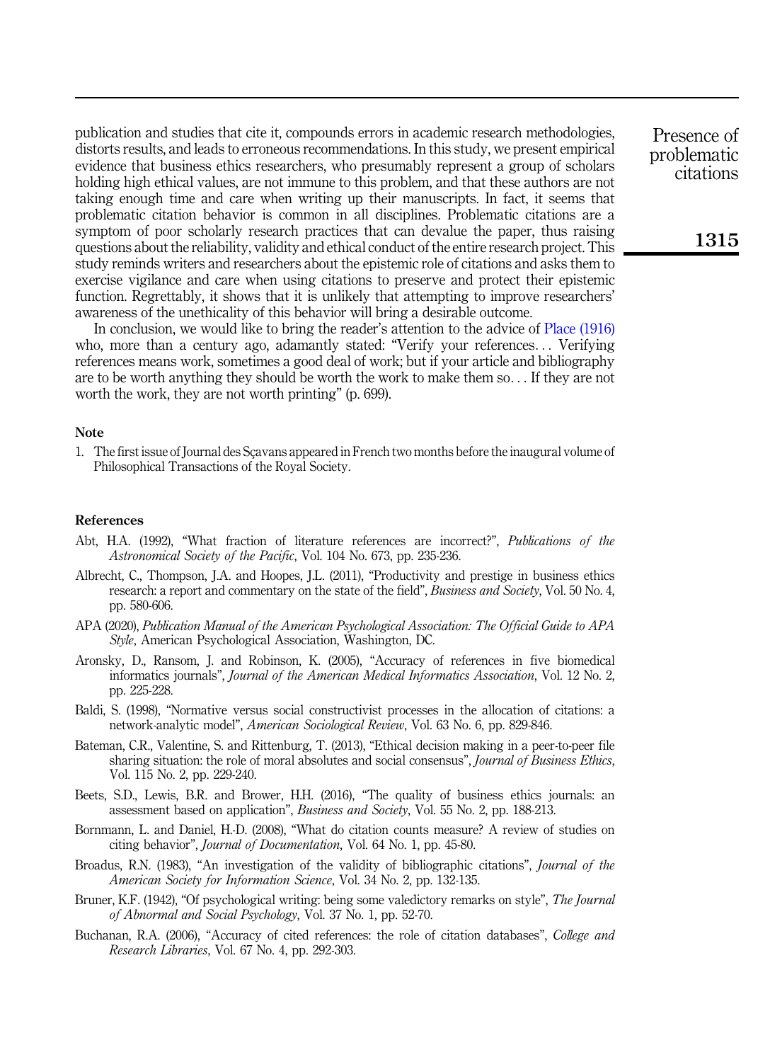publication and studies that cite it, compounds errors in academic research methodologies, distorts results, and leads to erroneous recommendations. In this study, we present empirical evidence that business ethics researchers, who presumably represent a group of scholars holding high ethical values, are not immune to this problem, and that these authors are not taking enough time and care when writing up their manuscripts. In fact, it seems that problematic citation behavior is common in all disciplines. Problematic citations are a symptom of poor scholarly research practices that can devalue the paper, thus raising questions about the reliability, validity and ethical conduct of the entire research project. This study reminds writers and researchers about the epistemic role of citations and asks them to exercise vigilance and care when using citations to preserve and protect their epistemic function. Regrettably, it shows that it is unlikely that attempting to improve researchers' awareness of the unethicality of this behavior will bring a desirable outcome.

In conclusion, we would like to bring the reader's attention to the advice of Place (1916) who, more than a century ago, adamantly stated: "Verify your references… Verifying references means work, sometimes a good deal of work; but if your article and bibliography are to be worth anything they should be worth the work to make them so… If they are not worth the work, they are not worth printing" (p. 699).

## Note

1. The first issue of Journal des Sçavans appeared in French two months before the inaugural volume of Philosophical Transactions of the Royal Society.

## References

Abt, H.A. (1992), "What fraction of literature references are incorrect?", *Publications of the Astronomical Society of the Pacific*, Vol. 104 No. 673, pp. 235-236.

Albrecht, C., Thompson, J.A. and Hoopes, J.L. (2011), "Productivity and prestige in business ethics research: a report and commentary on the state of the field", *Business and Society*, Vol. 50 No. 4, pp. 580-606.

APA (2020), *Publication Manual of the American Psychological Association: The Official Guide to APA Style*, American Psychological Association, Washington, DC.

Aronsky, D., Ransom, J. and Robinson, K. (2005), "Accuracy of references in five biomedical informatics journals", *Journal of the American Medical Informatics Association*, Vol. 12 No. 2, pp. 225-228.

Baldi, S. (1998), "Normative versus social constructivist processes in the allocation of citations: a network-analytic model", *American Sociological Review*, Vol. 63 No. 6, pp. 829-846.

Bateman, C.R., Valentine, S. and Rittenburg, T. (2013), "Ethical decision making in a peer-to-peer file sharing situation: the role of moral absolutes and social consensus", *Journal of Business Ethics*, Vol. 115 No. 2, pp. 229-240.

Beets, S.D., Lewis, B.R. and Brower, H.H. (2016), "The quality of business ethics journals: an assessment based on application", *Business and Society*, Vol. 55 No. 2, pp. 188-213.

Bornmann, L. and Daniel, H.-D. (2008), "What do citation counts measure? A review of studies on citing behavior", *Journal of Documentation*, Vol. 64 No. 1, pp. 45-80.

Broadus, R.N. (1983), "An investigation of the validity of bibliographic citations", *Journal of the American Society for Information Science*, Vol. 34 No. 2, pp. 132-135.

Bruner, K.F. (1942), "Of psychological writing: being some valedictory remarks on style", *The Journal of Abnormal and Social Psychology*, Vol. 37 No. 1, pp. 52-70.

Buchanan, R.A. (2006), "Accuracy of cited references: the role of citation databases", *College and Research Libraries*, Vol. 67 No. 4, pp. 292-303.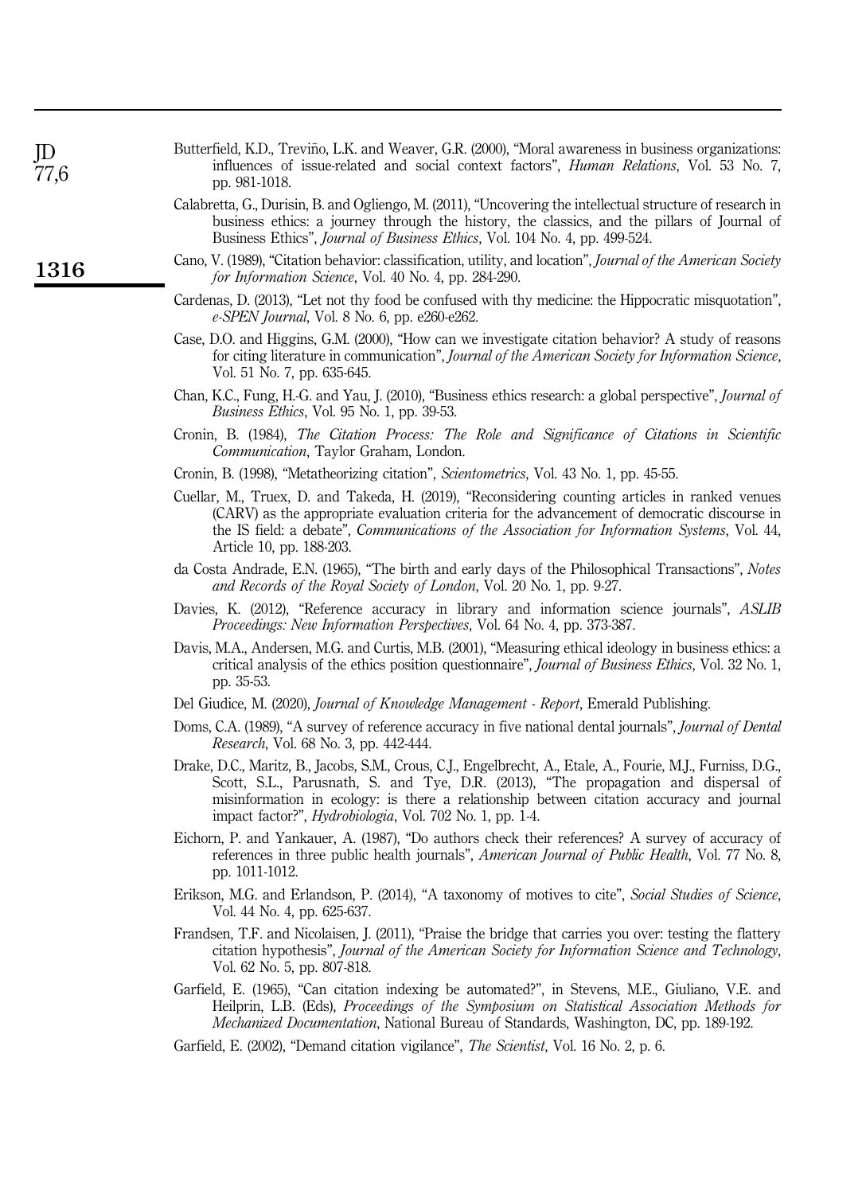Butterfield, K.D., Treviño, L.K. and Weaver, G.R. (2000), "Moral awareness in business organizations: influences of issue-related and social context factors", *Human Relations*, Vol. 53 No. 7, pp. 981-1018.

Calabretta, G., Durisin, B. and Ogliengo, M. (2011), "Uncovering the intellectual structure of research in business ethics: a journey through the history, the classics, and the pillars of Journal of Business Ethics", *Journal of Business Ethics*, Vol. 104 No. 4, pp. 499-524.

Cano, V. (1989), "Citation behavior: classification, utility, and location", *Journal of the American Society for Information Science*, Vol. 40 No. 4, pp. 284-290.

Cardenas, D. (2013), "Let not thy food be confused with thy medicine: the Hippocratic misquotation", *e-SPEN Journal*, Vol. 8 No. 6, pp. e260-e262.

Case, D.O. and Higgins, G.M. (2000), "How can we investigate citation behavior? A study of reasons for citing literature in communication", *Journal of the American Society for Information Science*, Vol. 51 No. 7, pp. 635-645.

Chan, K.C., Fung, H.-G. and Yau, J. (2010), "Business ethics research: a global perspective", *Journal of Business Ethics*, Vol. 95 No. 1, pp. 39-53.

Cronin, B. (1984), *The Citation Process: The Role and Significance of Citations in Scientific Communication*, Taylor Graham, London.

Cronin, B. (1998), "Metatheorizing citation", *Scientometrics*, Vol. 43 No. 1, pp. 45-55.

Cuellar, M., Truex, D. and Takeda, H. (2019), "Reconsidering counting articles in ranked venues (CARV) as the appropriate evaluation criteria for the advancement of democratic discourse in the IS field: a debate", *Communications of the Association for Information Systems*, Vol. 44, Article 10, pp. 188-203.

da Costa Andrade, E.N. (1965), "The birth and early days of the Philosophical Transactions", *Notes and Records of the Royal Society of London*, Vol. 20 No. 1, pp. 9-27.

Davies, K. (2012), "Reference accuracy in library and information science journals", *ASLIB Proceedings: New Information Perspectives*, Vol. 64 No. 4, pp. 373-387.

Davis, M.A., Andersen, M.G. and Curtis, M.B. (2001), "Measuring ethical ideology in business ethics: a critical analysis of the ethics position questionnaire", *Journal of Business Ethics*, Vol. 32 No. 1, pp. 35-53.

Del Giudice, M. (2020), *Journal of Knowledge Management - Report*, Emerald Publishing.

Doms, C.A. (1989), "A survey of reference accuracy in five national dental journals", *Journal of Dental Research*, Vol. 68 No. 3, pp. 442-444.

Drake, D.C., Maritz, B., Jacobs, S.M., Crous, C.J., Engelbrecht, A., Etale, A., Fourie, M.J., Furniss, D.G., Scott, S.L., Parusnath, S. and Tye, D.R. (2013), "The propagation and dispersal of misinformation in ecology: is there a relationship between citation accuracy and journal impact factor?", *Hydrobiologia*, Vol. 702 No. 1, pp. 1-4.

Eichorn, P. and Yankauer, A. (1987), "Do authors check their references? A survey of accuracy of references in three public health journals", *American Journal of Public Health*, Vol. 77 No. 8, pp. 1011-1012.

Erikson, M.G. and Erlandson, P. (2014), "A taxonomy of motives to cite", *Social Studies of Science*, Vol. 44 No. 4, pp. 625-637.

Frandsen, T.F. and Nicolaisen, J. (2011), "Praise the bridge that carries you over: testing the flattery citation hypothesis", *Journal of the American Society for Information Science and Technology*, Vol. 62 No. 5, pp. 807-818.

Garfield, E. (1965), "Can citation indexing be automated?", in Stevens, M.E., Giuliano, V.E. and Heilprin, L.B. (Eds), *Proceedings of the Symposium on Statistical Association Methods for Mechanized Documentation*, National Bureau of Standards, Washington, DC, pp. 189-192.

Garfield, E. (2002), "Demand citation vigilance", *The Scientist*, Vol. 16 No. 2, p. 6.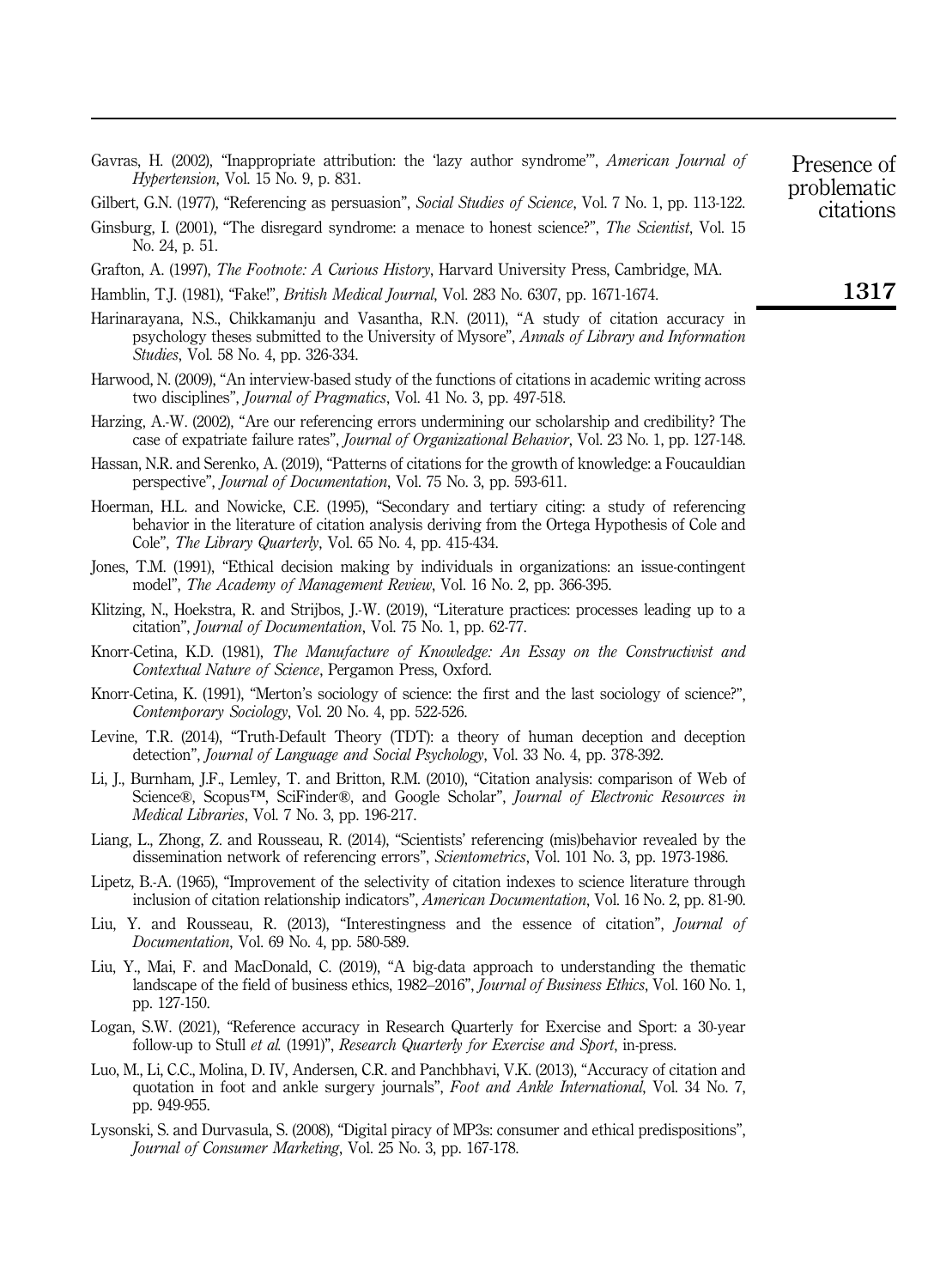Gavras, H. (2002), "Inappropriate attribution: the 'lazy author syndrome'", *American Journal of Hypertension*, Vol. 15 No. 9, p. 831.

Gilbert, G.N. (1977), "Referencing as persuasion", *Social Studies of Science*, Vol. 7 No. 1, pp. 113-122.

Ginsburg, I. (2001), "The disregard syndrome: a menace to honest science?", *The Scientist*, Vol. 15 No. 24, p. 51.

Grafton, A. (1997), *The Footnote: A Curious History*, Harvard University Press, Cambridge, MA.

Hamblin, T.J. (1981), "Fake!", *British Medical Journal*, Vol. 283 No. 6307, pp. 1671-1674.

Harinarayana, N.S., Chikkamanju and Vasantha, R.N. (2011), "A study of citation accuracy in psychology theses submitted to the University of Mysore", *Annals of Library and Information Studies*, Vol. 58 No. 4, pp. 326-334.

Harwood, N. (2009), "An interview-based study of the functions of citations in academic writing across two disciplines", *Journal of Pragmatics*, Vol. 41 No. 3, pp. 497-518.

Harzing, A.-W. (2002), "Are our referencing errors undermining our scholarship and credibility? The case of expatriate failure rates", *Journal of Organizational Behavior*, Vol. 23 No. 1, pp. 127-148.

Hassan, N.R. and Serenko, A. (2019), "Patterns of citations for the growth of knowledge: a Foucauldian perspective", *Journal of Documentation*, Vol. 75 No. 3, pp. 593-611.

Hoerman, H.L. and Nowicke, C.E. (1995), "Secondary and tertiary citing: a study of referencing behavior in the literature of citation analysis deriving from the Ortega Hypothesis of Cole and Cole", *The Library Quarterly*, Vol. 65 No. 4, pp. 415-434.

Jones, T.M. (1991), "Ethical decision making by individuals in organizations: an issue-contingent model", *The Academy of Management Review*, Vol. 16 No. 2, pp. 366-395.

Klitzing, N., Hoekstra, R. and Strijbos, J.-W. (2019), "Literature practices: processes leading up to a citation", *Journal of Documentation*, Vol. 75 No. 1, pp. 62-77.

Knorr-Cetina, K.D. (1981), *The Manufacture of Knowledge: An Essay on the Constructivist and Contextual Nature of Science*, Pergamon Press, Oxford.

Knorr-Cetina, K. (1991), "Merton's sociology of science: the first and the last sociology of science?", *Contemporary Sociology*, Vol. 20 No. 4, pp. 522-526.

Levine, T.R. (2014), "Truth-Default Theory (TDT): a theory of human deception and deception detection", *Journal of Language and Social Psychology*, Vol. 33 No. 4, pp. 378-392.

Li, J., Burnham, J.F., Lemley, T. and Britton, R.M. (2010), "Citation analysis: comparison of Web of Science®, Scopus™, SciFinder®, and Google Scholar", *Journal of Electronic Resources in Medical Libraries*, Vol. 7 No. 3, pp. 196-217.

Liang, L., Zhong, Z. and Rousseau, R. (2014), "Scientists' referencing (mis)behavior revealed by the dissemination network of referencing errors", *Scientometrics*, Vol. 101 No. 3, pp. 1973-1986.

Lipetz, B.-A. (1965), "Improvement of the selectivity of citation indexes to science literature through inclusion of citation relationship indicators", *American Documentation*, Vol. 16 No. 2, pp. 81-90.

Liu, Y. and Rousseau, R. (2013), "Interestingness and the essence of citation", *Journal of Documentation*, Vol. 69 No. 4, pp. 580-589.

Liu, Y., Mai, F. and MacDonald, C. (2019), "A big-data approach to understanding the thematic landscape of the field of business ethics, 1982–2016", *Journal of Business Ethics*, Vol. 160 No. 1, pp. 127-150.

Logan, S.W. (2021), "Reference accuracy in Research Quarterly for Exercise and Sport: a 30-year follow-up to Stull *et al.* (1991)", *Research Quarterly for Exercise and Sport*, in-press.

Luo, M., Li, C.C., Molina, D. IV, Andersen, C.R. and Panchbhavi, V.K. (2013), "Accuracy of citation and quotation in foot and ankle surgery journals", *Foot and Ankle International*, Vol. 34 No. 7, pp. 949-955.

Lysonski, S. and Durvasula, S. (2008), "Digital piracy of MP3s: consumer and ethical predispositions", *Journal of Consumer Marketing*, Vol. 25 No. 3, pp. 167-178.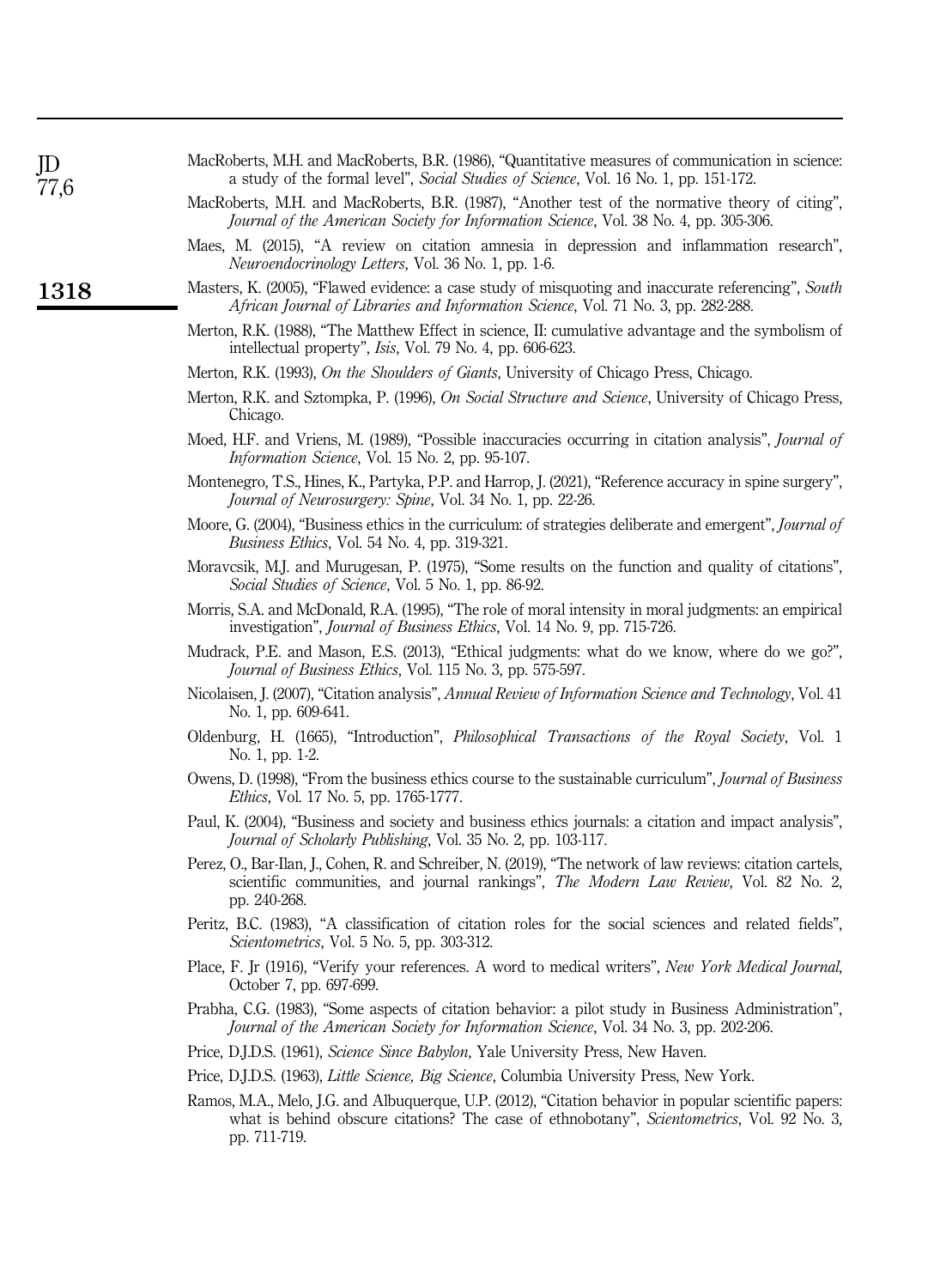MacRoberts, M.H. and MacRoberts, B.R. (1986), "Quantitative measures of communication in science: a study of the formal level", *Social Studies of Science*, Vol. 16 No. 1, pp. 151-172.

MacRoberts, M.H. and MacRoberts, B.R. (1987), "Another test of the normative theory of citing", *Journal of the American Society for Information Science*, Vol. 38 No. 4, pp. 305-306.

Maes, M. (2015), "A review on citation amnesia in depression and inflammation research", *Neuroendocrinology Letters*, Vol. 36 No. 1, pp. 1-6.

Masters, K. (2005), "Flawed evidence: a case study of misquoting and inaccurate referencing", *South African Journal of Libraries and Information Science*, Vol. 71 No. 3, pp. 282-288.

Merton, R.K. (1988), "The Matthew Effect in science, II: cumulative advantage and the symbolism of intellectual property", *Isis*, Vol. 79 No. 4, pp. 606-623.

Merton, R.K. (1993), *On the Shoulders of Giants*, University of Chicago Press, Chicago.

Merton, R.K. and Sztompka, P. (1996), *On Social Structure and Science*, University of Chicago Press, Chicago.

Moed, H.F. and Vriens, M. (1989), "Possible inaccuracies occurring in citation analysis", *Journal of Information Science*, Vol. 15 No. 2, pp. 95-107.

Montenegro, T.S., Hines, K., Partyka, P.P. and Harrop, J. (2021), "Reference accuracy in spine surgery", *Journal of Neurosurgery: Spine*, Vol. 34 No. 1, pp. 22-26.

Moore, G. (2004), "Business ethics in the curriculum: of strategies deliberate and emergent", *Journal of Business Ethics*, Vol. 54 No. 4, pp. 319-321.

Moravcsik, M.J. and Murugesan, P. (1975), "Some results on the function and quality of citations", *Social Studies of Science*, Vol. 5 No. 1, pp. 86-92.

Morris, S.A. and McDonald, R.A. (1995), "The role of moral intensity in moral judgments: an empirical investigation", *Journal of Business Ethics*, Vol. 14 No. 9, pp. 715-726.

Mudrack, P.E. and Mason, E.S. (2013), "Ethical judgments: what do we know, where do we go?", *Journal of Business Ethics*, Vol. 115 No. 3, pp. 575-597.

Nicolaisen, J. (2007), "Citation analysis", *Annual Review of Information Science and Technology*, Vol. 41 No. 1, pp. 609-641.

Oldenburg, H. (1665), "Introduction", *Philosophical Transactions of the Royal Society*, Vol. 1 No. 1, pp. 1-2.

Owens, D. (1998), "From the business ethics course to the sustainable curriculum", *Journal of Business Ethics*, Vol. 17 No. 5, pp. 1765-1777.

Paul, K. (2004), "Business and society and business ethics journals: a citation and impact analysis", *Journal of Scholarly Publishing*, Vol. 35 No. 2, pp. 103-117.

Perez, O., Bar-Ilan, J., Cohen, R. and Schreiber, N. (2019), "The network of law reviews: citation cartels, scientific communities, and journal rankings", *The Modern Law Review*, Vol. 82 No. 2, pp. 240-268.

Peritz, B.C. (1983), "A classification of citation roles for the social sciences and related fields", *Scientometrics*, Vol. 5 No. 5, pp. 303-312.

Place, F. Jr (1916), "Verify your references. A word to medical writers", *New York Medical Journal*, October 7, pp. 697-699.

Prabha, C.G. (1983), "Some aspects of citation behavior: a pilot study in Business Administration", *Journal of the American Society for Information Science*, Vol. 34 No. 3, pp. 202-206.

Price, D.J.D.S. (1961), *Science Since Babylon*, Yale University Press, New Haven.

Price, D.J.D.S. (1963), *Little Science, Big Science*, Columbia University Press, New York.

Ramos, M.A., Melo, J.G. and Albuquerque, U.P. (2012), "Citation behavior in popular scientific papers: what is behind obscure citations? The case of ethnobotany", *Scientometrics*, Vol. 92 No. 3, pp. 711-719.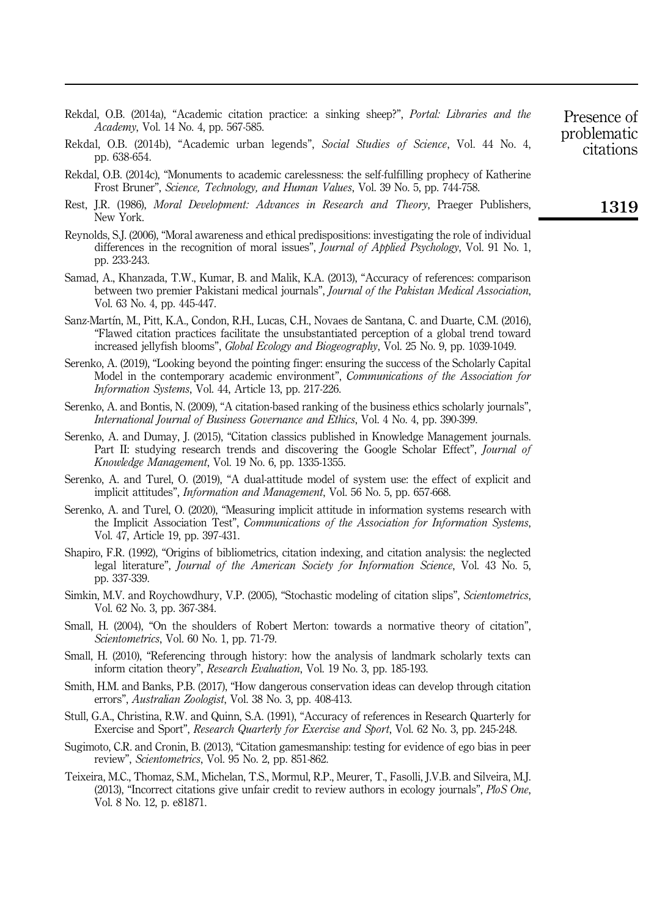Rekdal, O.B. (2014a), "Academic citation practice: a sinking sheep?", *Portal: Libraries and the Academy*, Vol. 14 No. 4, pp. 567-585.

Rekdal, O.B. (2014b), "Academic urban legends", *Social Studies of Science*, Vol. 44 No. 4, pp. 638-654.

Rekdal, O.B. (2014c), "Monuments to academic carelessness: the self-fulfilling prophecy of Katherine Frost Bruner", *Science, Technology, and Human Values*, Vol. 39 No. 5, pp. 744-758.

Rest, J.R. (1986), *Moral Development: Advances in Research and Theory*, Praeger Publishers, New York.

Reynolds, S.J. (2006), "Moral awareness and ethical predispositions: investigating the role of individual differences in the recognition of moral issues", *Journal of Applied Psychology*, Vol. 91 No. 1, pp. 233-243.

Samad, A., Khanzada, T.W., Kumar, B. and Malik, K.A. (2013), "Accuracy of references: comparison between two premier Pakistani medical journals", *Journal of the Pakistan Medical Association*, Vol. 63 No. 4, pp. 445-447.

Sanz-Martín, M., Pitt, K.A., Condon, R.H., Lucas, C.H., Novaes de Santana, C. and Duarte, C.M. (2016), "Flawed citation practices facilitate the unsubstantiated perception of a global trend toward increased jellyfish blooms", *Global Ecology and Biogeography*, Vol. 25 No. 9, pp. 1039-1049.

Serenko, A. (2019), "Looking beyond the pointing finger: ensuring the success of the Scholarly Capital Model in the contemporary academic environment", *Communications of the Association for Information Systems*, Vol. 44, Article 13, pp. 217-226.

Serenko, A. and Bontis, N. (2009), "A citation-based ranking of the business ethics scholarly journals", *International Journal of Business Governance and Ethics*, Vol. 4 No. 4, pp. 390-399.

Serenko, A. and Dumay, J. (2015), "Citation classics published in Knowledge Management journals. Part II: studying research trends and discovering the Google Scholar Effect", *Journal of Knowledge Management*, Vol. 19 No. 6, pp. 1335-1355.

Serenko, A. and Turel, O. (2019), "A dual-attitude model of system use: the effect of explicit and implicit attitudes", *Information and Management*, Vol. 56 No. 5, pp. 657-668.

Serenko, A. and Turel, O. (2020), "Measuring implicit attitude in information systems research with the Implicit Association Test", *Communications of the Association for Information Systems*, Vol. 47, Article 19, pp. 397-431.

Shapiro, F.R. (1992), "Origins of bibliometrics, citation indexing, and citation analysis: the neglected legal literature", *Journal of the American Society for Information Science*, Vol. 43 No. 5, pp. 337-339.

Simkin, M.V. and Roychowdhury, V.P. (2005), "Stochastic modeling of citation slips", *Scientometrics*, Vol. 62 No. 3, pp. 367-384.

Small, H. (2004), "On the shoulders of Robert Merton: towards a normative theory of citation", *Scientometrics*, Vol. 60 No. 1, pp. 71-79.

Small, H. (2010), "Referencing through history: how the analysis of landmark scholarly texts can inform citation theory", *Research Evaluation*, Vol. 19 No. 3, pp. 185-193.

Smith, H.M. and Banks, P.B. (2017), "How dangerous conservation ideas can develop through citation errors", *Australian Zoologist*, Vol. 38 No. 3, pp. 408-413.

Stull, G.A., Christina, R.W. and Quinn, S.A. (1991), "Accuracy of references in Research Quarterly for Exercise and Sport", *Research Quarterly for Exercise and Sport*, Vol. 62 No. 3, pp. 245-248.

Sugimoto, C.R. and Cronin, B. (2013), "Citation gamesmanship: testing for evidence of ego bias in peer review", *Scientometrics*, Vol. 95 No. 2, pp. 851-862.

Teixeira, M.C., Thomaz, S.M., Michelan, T.S., Mormul, R.P., Meurer, T., Fasolli, J.V.B. and Silveira, M.J. (2013), "Incorrect citations give unfair credit to review authors in ecology journals", *PloS One*, Vol. 8 No. 12, p. e81871.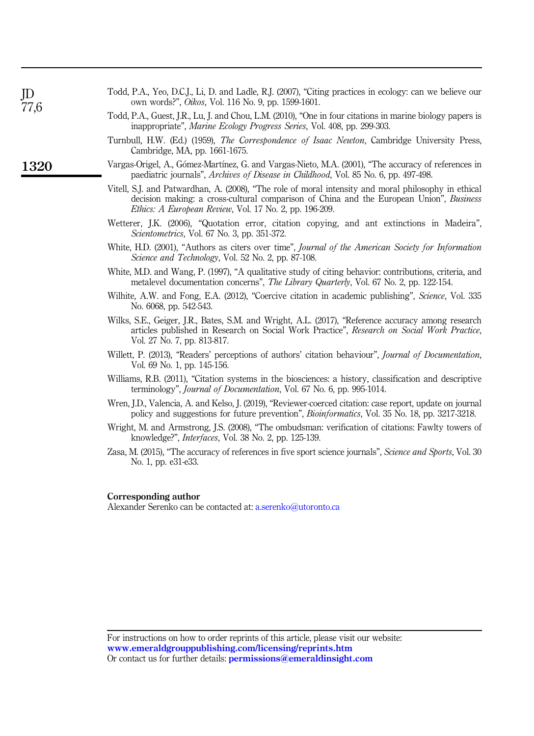Todd, P.A., Yeo, D.C.J., Li, D. and Ladle, R.J. (2007), "Citing practices in ecology: can we believe our own words?", *Oikos*, Vol. 116 No. 9, pp. 1599-1601.

Todd, P.A., Guest, J.R., Lu, J. and Chou, L.M. (2010), "One in four citations in marine biology papers is inappropriate", *Marine Ecology Progress Series*, Vol. 408, pp. 299-303.

Turnbull, H.W. (Ed.) (1959), *The Correspondence of Isaac Newton*, Cambridge University Press, Cambridge, MA, pp. 1661-1675.

Vargas-Origel, A., Gómez-Martínez, G. and Vargas-Nieto, M.A. (2001), "The accuracy of references in paediatric journals", *Archives of Disease in Childhood*, Vol. 85 No. 6, pp. 497-498.

Vitell, S.J. and Patwardhan, A. (2008), "The role of moral intensity and moral philosophy in ethical decision making: a cross-cultural comparison of China and the European Union", *Business Ethics: A European Review*, Vol. 17 No. 2, pp. 196-209.

Wetterer, J.K. (2006), "Quotation error, citation copying, and ant extinctions in Madeira", *Scientometrics*, Vol. 67 No. 3, pp. 351-372.

White, H.D. (2001), "Authors as citers over time", *Journal of the American Society for Information Science and Technology*, Vol. 52 No. 2, pp. 87-108.

White, M.D. and Wang, P. (1997), "A qualitative study of citing behavior: contributions, criteria, and metalevel documentation concerns", *The Library Quarterly*, Vol. 67 No. 2, pp. 122-154.

Wilhite, A.W. and Fong, E.A. (2012), "Coercive citation in academic publishing", *Science*, Vol. 335 No. 6068, pp. 542-543.

Wilks, S.E., Geiger, J.R., Bates, S.M. and Wright, A.L. (2017), "Reference accuracy among research articles published in Research on Social Work Practice", *Research on Social Work Practice*, Vol. 27 No. 7, pp. 813-817.

Willett, P. (2013), "Readers' perceptions of authors' citation behaviour", *Journal of Documentation*, Vol. 69 No. 1, pp. 145-156.

Williams, R.B. (2011), "Citation systems in the biosciences: a history, classification and descriptive terminology", *Journal of Documentation*, Vol. 67 No. 6, pp. 995-1014.

Wren, J.D., Valencia, A. and Kelso, J. (2019), "Reviewer-coerced citation: case report, update on journal policy and suggestions for future prevention", *Bioinformatics*, Vol. 35 No. 18, pp. 3217-3218.

Wright, M. and Armstrong, J.S. (2008), "The ombudsman: verification of citations: Fawlty towers of knowledge?", *Interfaces*, Vol. 38 No. 2, pp. 125-139.

Zasa, M. (2015), "The accuracy of references in five sport science journals", *Science and Sports*, Vol. 30 No. 1, pp. e31-e33.

**Corresponding author**

Alexander Serenko can be contacted at: a.serenko@utoronto.ca

For instructions on how to order reprints of this article, please visit our website:
**www.emeraldgrouppublishing.com/licensing/reprints.htm**
Or contact us for further details: **permissions@emeraldinsight.com**